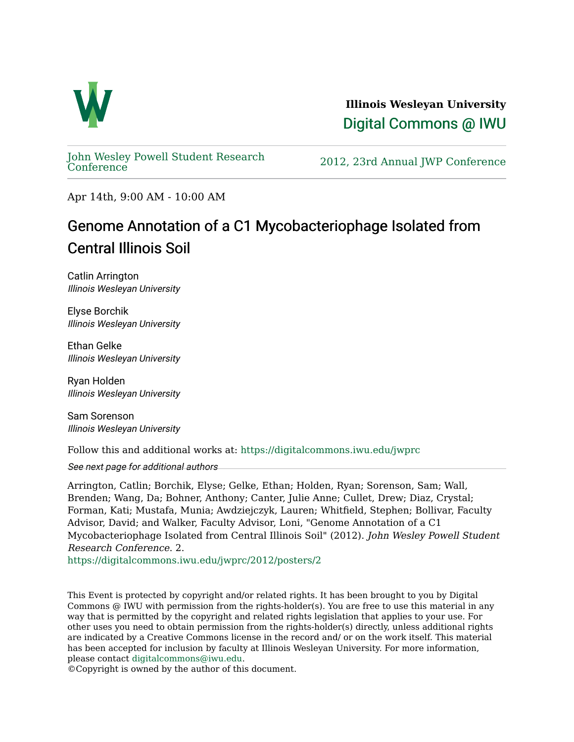Illinois Wesleyan University

Digital Commons @ IWU

John Wesley Powell Student Research Conference

2012, 23rd Annual JWP Conference

Apr 14th, 9:00 AM - 10:00 AM

# Genome Annotation of a C1 Mycobacteriophage Isolated from Central Illinois Soil

Catlin Arrington
*Illinois Wesleyan University*

Elyse Borchik
*Illinois Wesleyan University*

Ethan Gelke
*Illinois Wesleyan University*

Ryan Holden
*Illinois Wesleyan University*

Sam Sorenson
*Illinois Wesleyan University*

Follow this and additional works at: https://digitalcommons.iwu.edu/jwprc

*See next page for additional authors*

Arrington, Catlin; Borchik, Elyse; Gelke, Ethan; Holden, Ryan; Sorenson, Sam; Wall, Brenden; Wang, Da; Bohner, Anthony; Canter, Julie Anne; Cullet, Drew; Diaz, Crystal; Forman, Kati; Mustafa, Munia; Awdziejczyk, Lauren; Whitfield, Stephen; Bollivar, Faculty Advisor, David; and Walker, Faculty Advisor, Loni, "Genome Annotation of a C1 Mycobacteriophage Isolated from Central Illinois Soil" (2012). *John Wesley Powell Student Research Conference*. 2.
https://digitalcommons.iwu.edu/jwprc/2012/posters/2

This Event is protected by copyright and/or related rights. It has been brought to you by Digital Commons @ IWU with permission from the rights-holder(s). You are free to use this material in any way that is permitted by the copyright and related rights legislation that applies to your use. For other uses you need to obtain permission from the rights-holder(s) directly, unless additional rights are indicated by a Creative Commons license in the record and/ or on the work itself. This material has been accepted for inclusion by faculty at Illinois Wesleyan University. For more information, please contact digitalcommons@iwu.edu.
©Copyright is owned by the author of this document.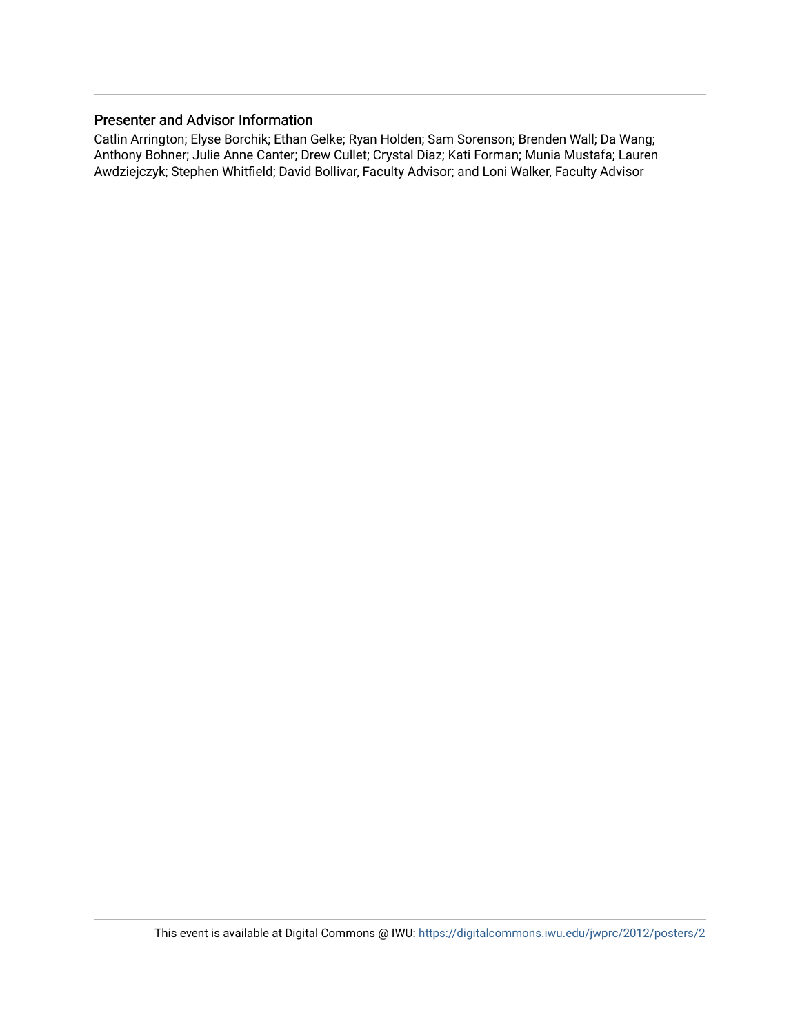## Presenter and Advisor Information

Catlin Arrington; Elyse Borchik; Ethan Gelke; Ryan Holden; Sam Sorenson; Brenden Wall; Da Wang; Anthony Bohner; Julie Anne Canter; Drew Cullet; Crystal Diaz; Kati Forman; Munia Mustafa; Lauren Awdziejczyk; Stephen Whitfield; David Bollivar, Faculty Advisor; and Loni Walker, Faculty Advisor

This event is available at Digital Commons @ IWU: https://digitalcommons.iwu.edu/jwprc/2012/posters/2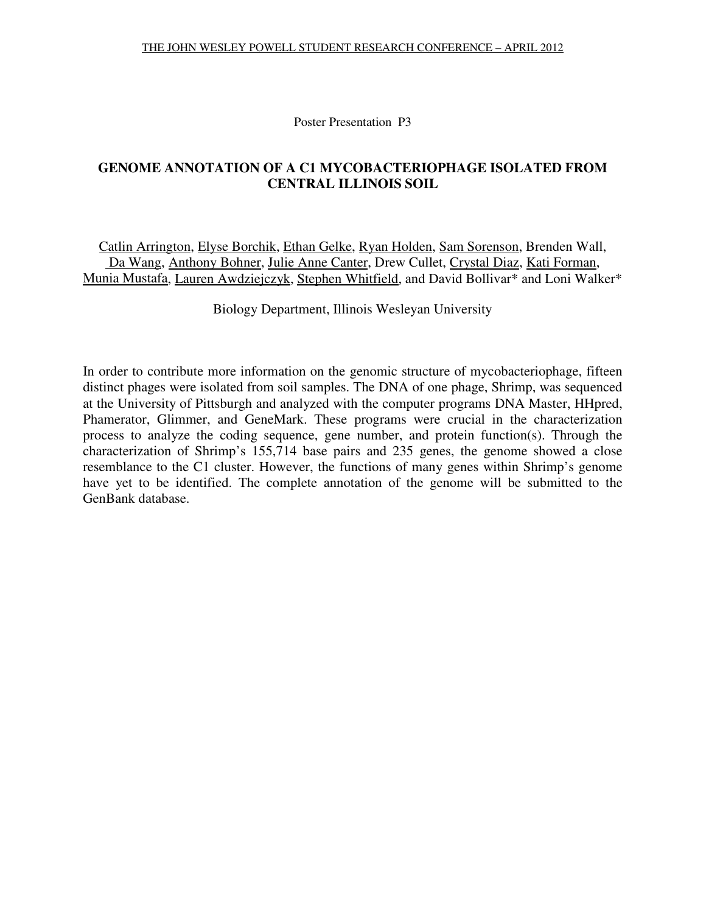Poster Presentation P3

## GENOME ANNOTATION OF A C1 MYCOBACTERIOPHAGE ISOLATED FROM CENTRAL ILLINOIS SOIL

Catlin Arrington, Elyse Borchik, Ethan Gelke, Ryan Holden, Sam Sorenson, Brenden Wall, Da Wang, Anthony Bohner, Julie Anne Canter, Drew Cullet, Crystal Diaz, Kati Forman, Munia Mustafa, Lauren Awdziejczyk, Stephen Whitfield, and David Bollivar* and Loni Walker*

Biology Department, Illinois Wesleyan University

In order to contribute more information on the genomic structure of mycobacteriophage, fifteen distinct phages were isolated from soil samples. The DNA of one phage, Shrimp, was sequenced at the University of Pittsburgh and analyzed with the computer programs DNA Master, HHpred, Phamerator, Glimmer, and GeneMark. These programs were crucial in the characterization process to analyze the coding sequence, gene number, and protein function(s). Through the characterization of Shrimp's 155,714 base pairs and 235 genes, the genome showed a close resemblance to the C1 cluster. However, the functions of many genes within Shrimp's genome have yet to be identified. The complete annotation of the genome will be submitted to the GenBank database.